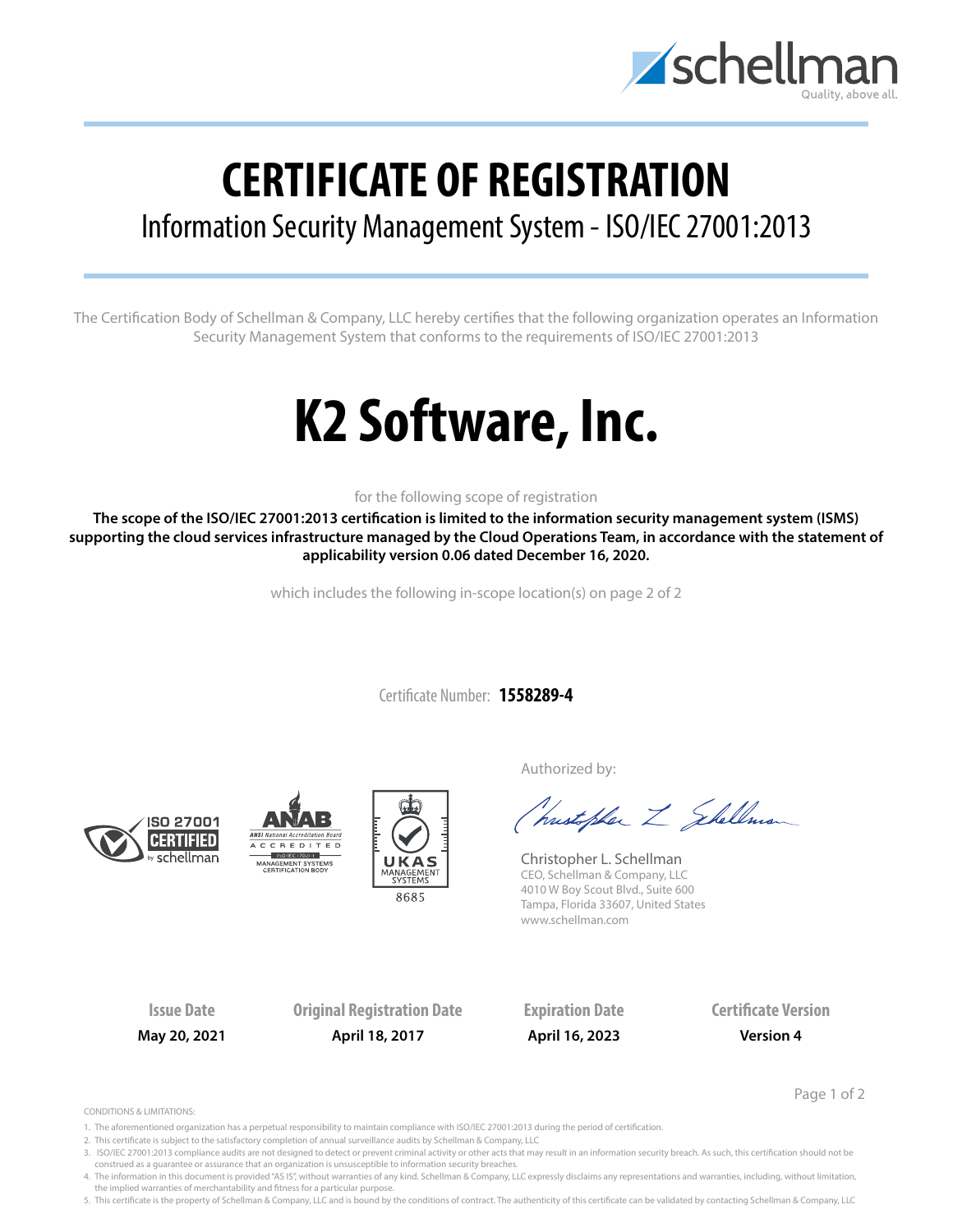# CERTIFICATE OF REGISTRATION

## Information Security Management System - ISO/IEC 27001:2013

The Certification Body of Schellman & Company, LLC hereby certifies that the following organization operates an Information Security Management System that conforms to the requirements of ISO/IEC 27001:2013

# K2 Software, Inc.

for the following scope of registration

**The scope of the ISO/IEC 27001:2013 certification is limited to the information security management system (ISMS) supporting the cloud services infrastructure managed by the Cloud Operations Team, in accordance with the statement of applicability version 0.06 dated December 16, 2020.**

which includes the following in-scope location(s) on page 2 of 2

Certificate Number: **1558289-4**

ISO 27001 CERTIFIED by schellman

ANAB — ANSI National Accreditation Board — ACCREDITED — ISO/IEC 17021-1 — MANAGEMENT SYSTEMS CERTIFICATION BODY

UKAS MANAGEMENT SYSTEMS 8685

Authorized by:

Christopher L. Schellman
CEO, Schellman & Company, LLC
4010 W Boy Scout Blvd., Suite 600
Tampa, Florida 33607, United States
www.schellman.com

| Issue Date | Original Registration Date | Expiration Date | Certificate Version |
|---|---|---|---|
| **May 20, 2021** | **April 18, 2017** | **April 16, 2023** | **Version 4** |

CONDITIONS & LIMITATIONS:

1. The aforementioned organization has a perpetual responsibility to maintain compliance with ISO/IEC 27001:2013 during the period of certification.
2. This certificate is subject to the satisfactory completion of annual surveillance audits by Schellman & Company, LLC
3. ISO/IEC 27001:2013 compliance audits are not designed to detect or prevent criminal activity or other acts that may result in an information security breach. As such, this certification should not be construed as a guarantee or assurance that an organization is unsusceptible to information security breaches.
4. The information in this document is provided "AS IS", without warranties of any kind. Schellman & Company, LLC expressly disclaims any representations and warranties, including, without limitation, the implied warranties of merchantability and fitness for a particular purpose.
5. This certificate is the property of Schellman & Company, LLC and is bound by the conditions of contract. The authenticity of this certificate can be validated by contacting Schellman & Company, LLC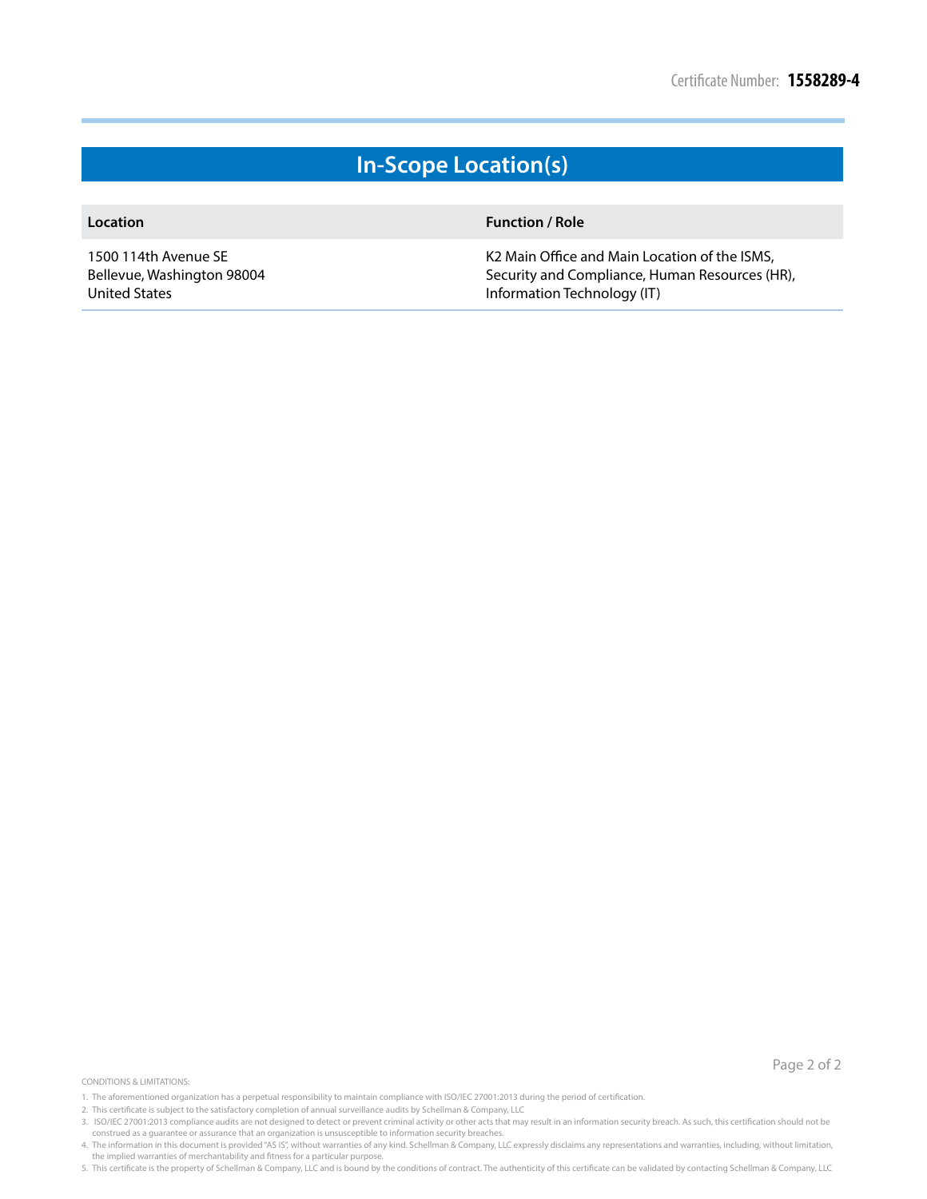Certificate Number: **1558289-4**

# In-Scope Location(s)

| Location | Function / Role |
| --- | --- |
| 1500 114th Avenue SE<br>Bellevue, Washington 98004<br>United States | K2 Main Office and Main Location of the ISMS, Security and Compliance, Human Resources (HR), Information Technology (IT) |

CONDITIONS & LIMITATIONS:

1. The aforementioned organization has a perpetual responsibility to maintain compliance with ISO/IEC 27001:2013 during the period of certification.
2. This certificate is subject to the satisfactory completion of annual surveillance audits by Schellman & Company, LLC
3. ISO/IEC 27001:2013 compliance audits are not designed to detect or prevent criminal activity or other acts that may result in an information security breach. As such, this certification should not be construed as a guarantee or assurance that an organization is unsusceptible to information security breaches.
4. The information in this document is provided "AS IS", without warranties of any kind. Schellman & Company, LLC expressly disclaims any representations and warranties, including, without limitation, the implied warranties of merchantability and fitness for a particular purpose.
5. This certificate is the property of Schellman & Company, LLC and is bound by the conditions of contract. The authenticity of this certificate can be validated by contacting Schellman & Company, LLC